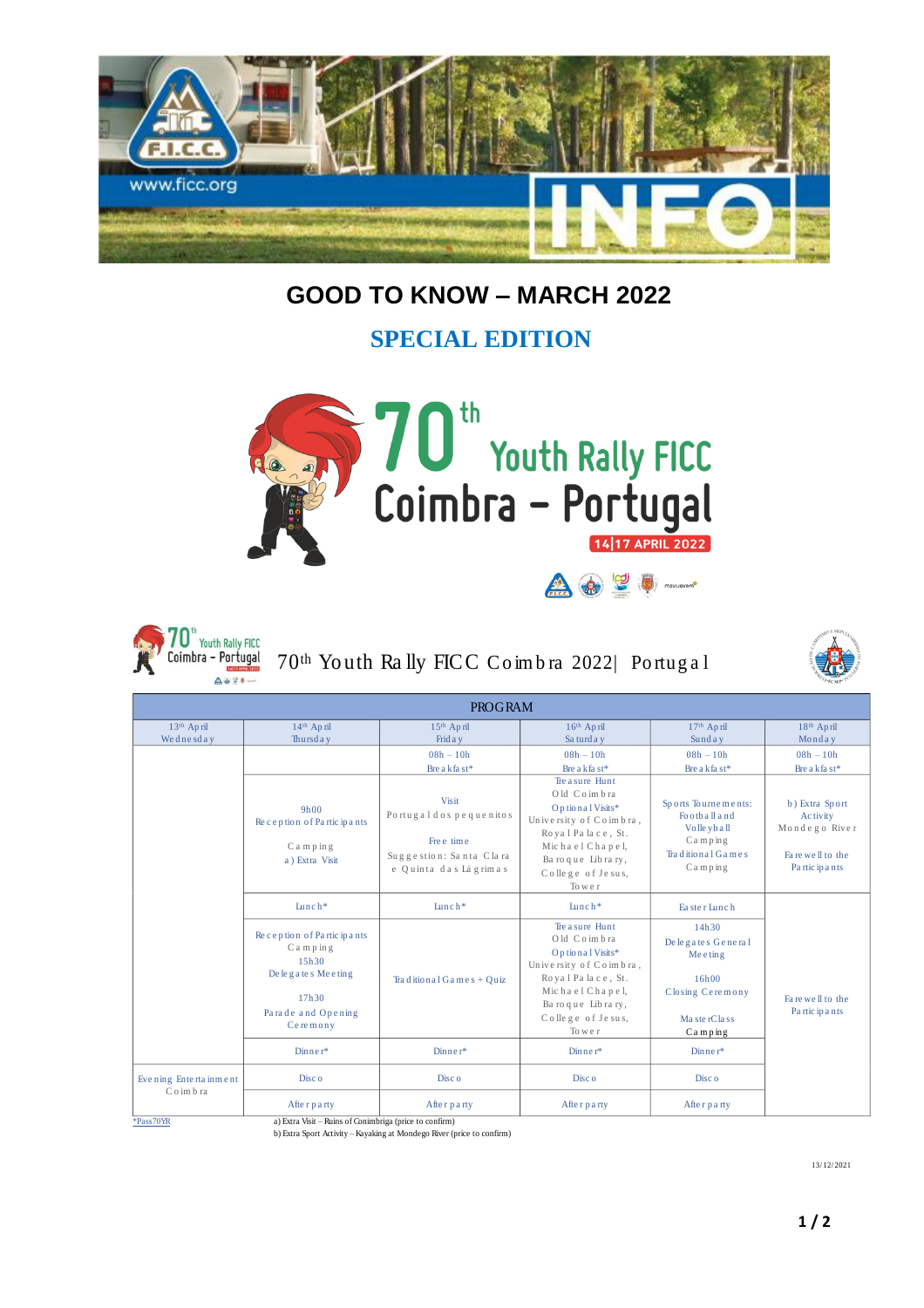# GOOD TO KNOW – MARCH 2022

## SPECIAL EDITION

70th Youth Rally FICC
Coimbra – Portugal
14|17 APRIL 2022

70th Youth Rally FICC Coimbra 2022| Portugal

| PROGRAM | | | | | |
|---|---|---|---|---|---|
| 13th April Wednesday | 14th April Thursday | 15th April Friday | 16th April Saturday | 17th April Sunday | 18th April Monday |
| | | 08h – 10h Breakfast* | 08h – 10h Breakfast* | 08h – 10h Breakfast* | 08h – 10h Breakfast* |
| | 9h00 Reception of Participants Camping a) Extra Visit | Visit Portugal dos pequenitos Free time Suggestion: Santa Clara e Quinta das Lágrimas | Treasure Hunt Old Coimbra Optional Visits* University of Coimbra, Royal Palace, St. Michael Chapel, Baroque Library, College of Jesus, Tower | Sports Tournements: Football and Volleyball Camping Traditional Games Camping | b) Extra Sport Activity Mondego River Farewell to the Participants |
| | Lunch* | Lunch* | Lunch* | Easter Lunch | Farewell to the Participants |
| | Reception of Participants Camping 15h30 Delegates Meeting 17h30 Parade and Opening Ceremony | Traditional Games + Quiz | Treasure Hunt Old Coimbra Optional Visits* University of Coimbra, Royal Palace, St. Michael Chapel, Baroque Library, College of Jesus, Tower | 14h30 Delegates General Meeting 16h00 Closing Ceremony Master Class Camping | |
| | Dinner* | Dinner* | Dinner* | Dinner* | |
| Evening Entertainment Coimbra | Disco | Disco | Disco | Disco | |
| | After party | After party | After party | After party | |

*Pass70YR

a) Extra Visit – Ruins of Conimbriga (price to confirm)
b) Extra Sport Activity – Kayaking at Mondego River (price to confirm)

13/12/2021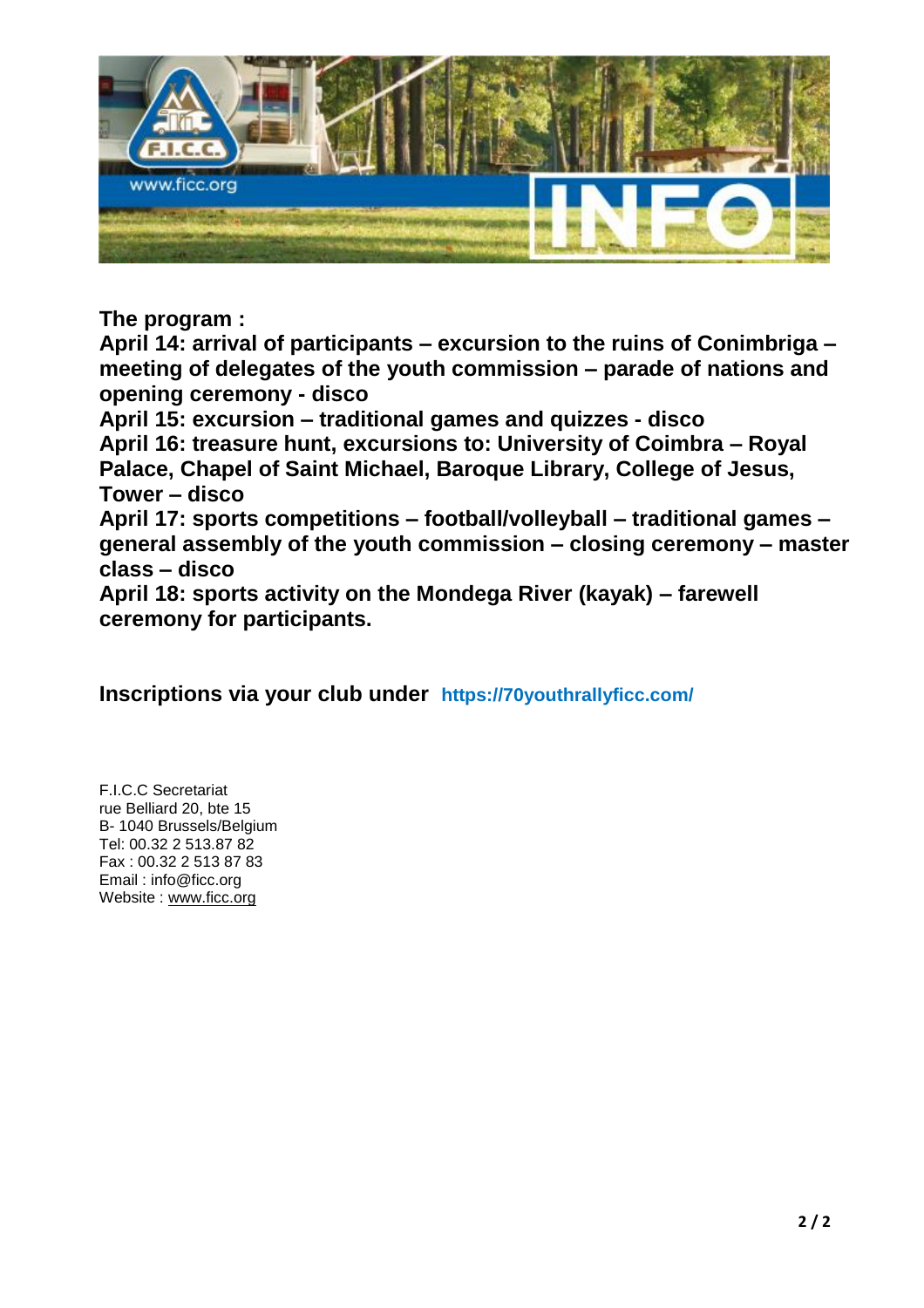**The program :**

**April 14: arrival of participants – excursion to the ruins of Conimbriga – meeting of delegates of the youth commission – parade of nations and opening ceremony - disco**

**April 15: excursion – traditional games and quizzes - disco**

**April 16: treasure hunt, excursions to: University of Coimbra – Royal Palace, Chapel of Saint Michael, Baroque Library, College of Jesus, Tower – disco**

**April 17: sports competitions – football/volleyball – traditional games – general assembly of the youth commission – closing ceremony – master class – disco**

**April 18: sports activity on the Mondega River (kayak) – farewell ceremony for participants.**

**Inscriptions via your club under** **https://70youthrallyficc.com/**

F.I.C.C Secretariat
rue Belliard 20, bte 15
B- 1040 Brussels/Belgium
Tel: 00.32 2 513.87 82
Fax : 00.32 2 513 87 83
Email : info@ficc.org
Website : www.ficc.org